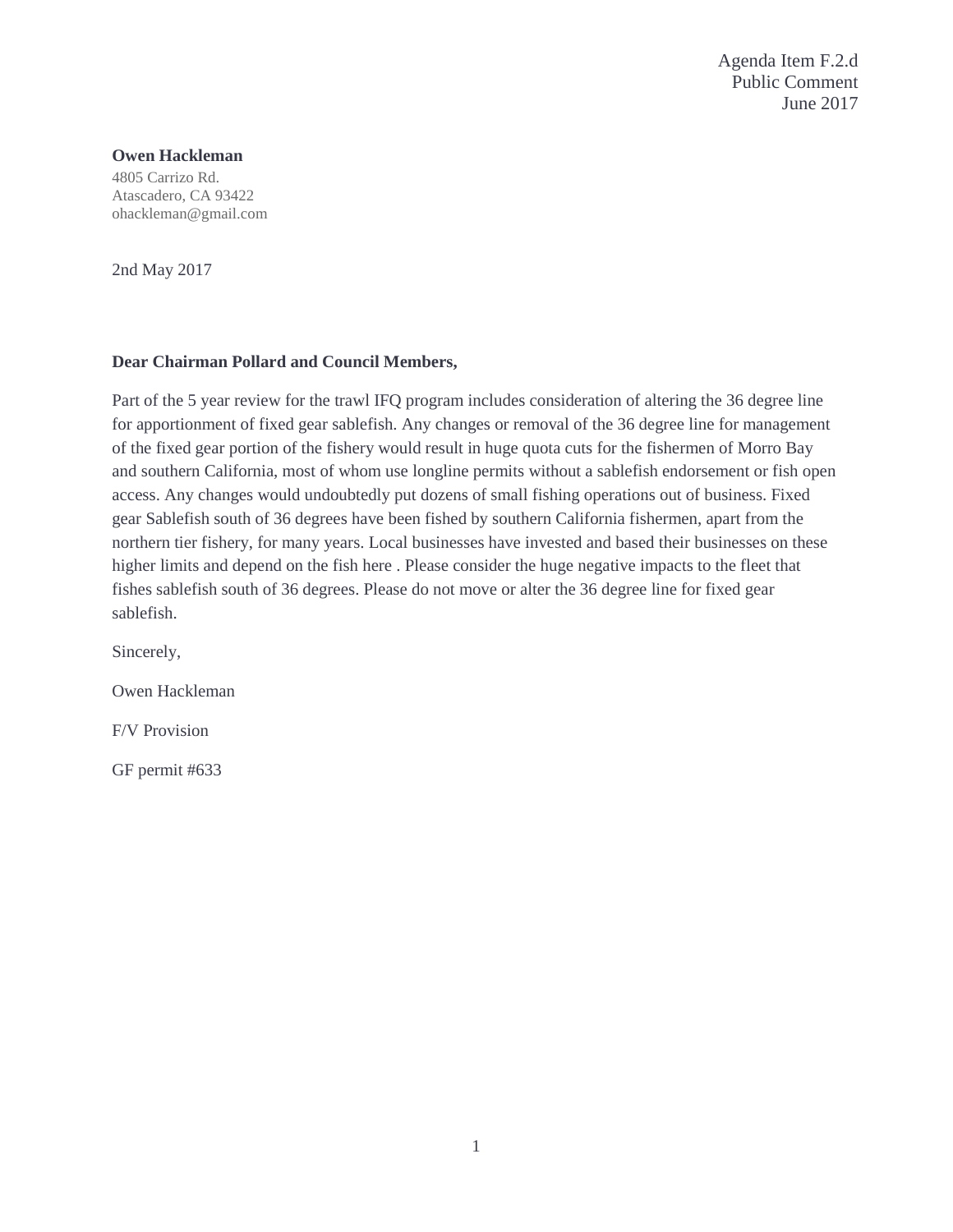Agenda Item F.2.d
Public Comment
June 2017

**Owen Hackleman**
4805 Carrizo Rd.
Atascadero, CA 93422
ohackleman@gmail.com

2nd May 2017

**Dear Chairman Pollard and Council Members,**

Part of the 5 year review for the trawl IFQ program includes consideration of altering the 36 degree line for apportionment of fixed gear sablefish. Any changes or removal of the 36 degree line for management of the fixed gear portion of the fishery would result in huge quota cuts for the fishermen of Morro Bay and southern California, most of whom use longline permits without a sablefish endorsement or fish open access. Any changes would undoubtedly put dozens of small fishing operations out of business. Fixed gear Sablefish south of 36 degrees have been fished by southern California fishermen, apart from the northern tier fishery, for many years. Local businesses have invested and based their businesses on these higher limits and depend on the fish here . Please consider the huge negative impacts to the fleet that fishes sablefish south of 36 degrees. Please do not move or alter the 36 degree line for fixed gear sablefish.

Sincerely,

Owen Hackleman

F/V Provision

GF permit #633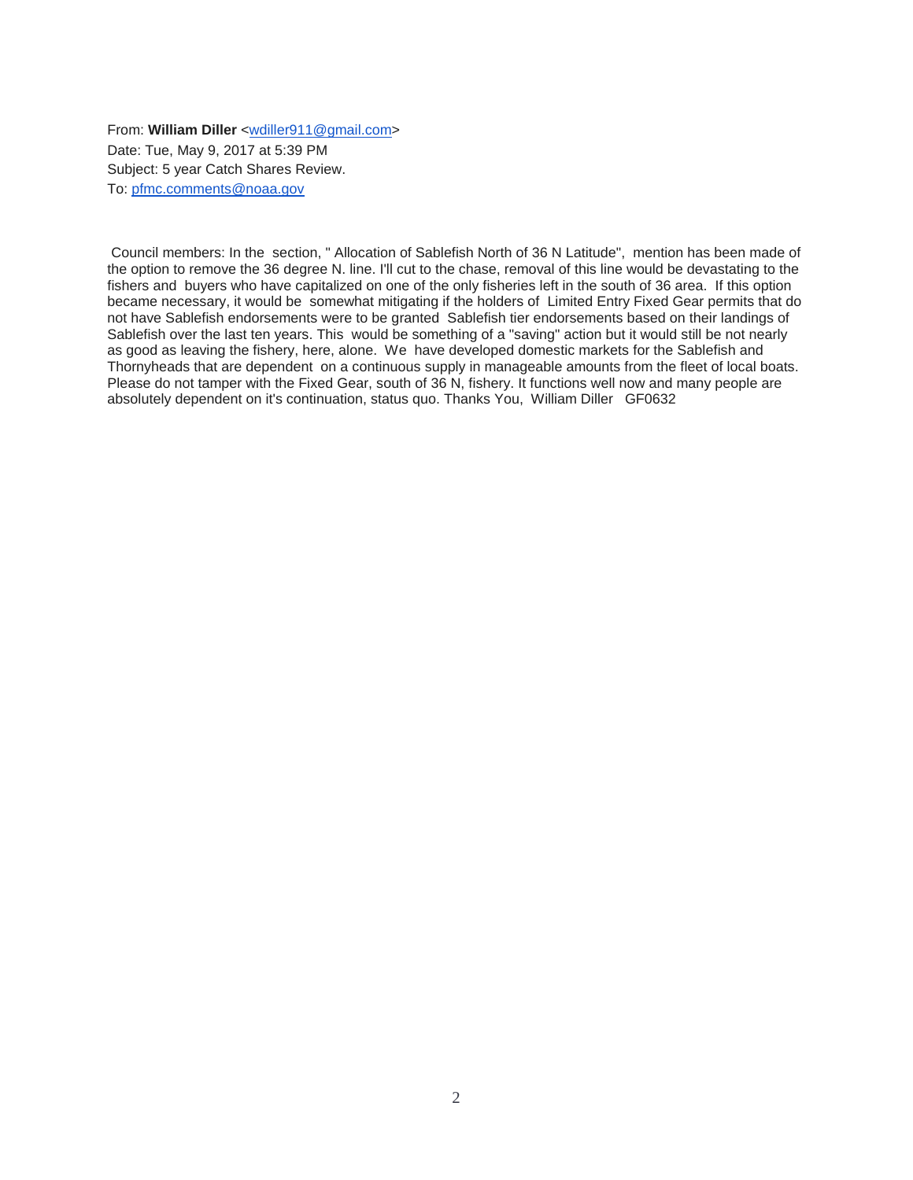From: **William Diller** <wdiller911@gmail.com>
Date: Tue, May 9, 2017 at 5:39 PM
Subject: 5 year Catch Shares Review.
To: pfmc.comments@noaa.gov

Council members: In the section, " Allocation of Sablefish North of 36 N Latitude", mention has been made of the option to remove the 36 degree N. line. I'll cut to the chase, removal of this line would be devastating to the fishers and buyers who have capitalized on one of the only fisheries left in the south of 36 area. If this option became necessary, it would be somewhat mitigating if the holders of Limited Entry Fixed Gear permits that do not have Sablefish endorsements were to be granted Sablefish tier endorsements based on their landings of Sablefish over the last ten years. This would be something of a "saving" action but it would still be not nearly as good as leaving the fishery, here, alone. We have developed domestic markets for the Sablefish and Thornyheads that are dependent on a continuous supply in manageable amounts from the fleet of local boats. Please do not tamper with the Fixed Gear, south of 36 N, fishery. It functions well now and many people are absolutely dependent on it's continuation, status quo. Thanks You, William Diller GF0632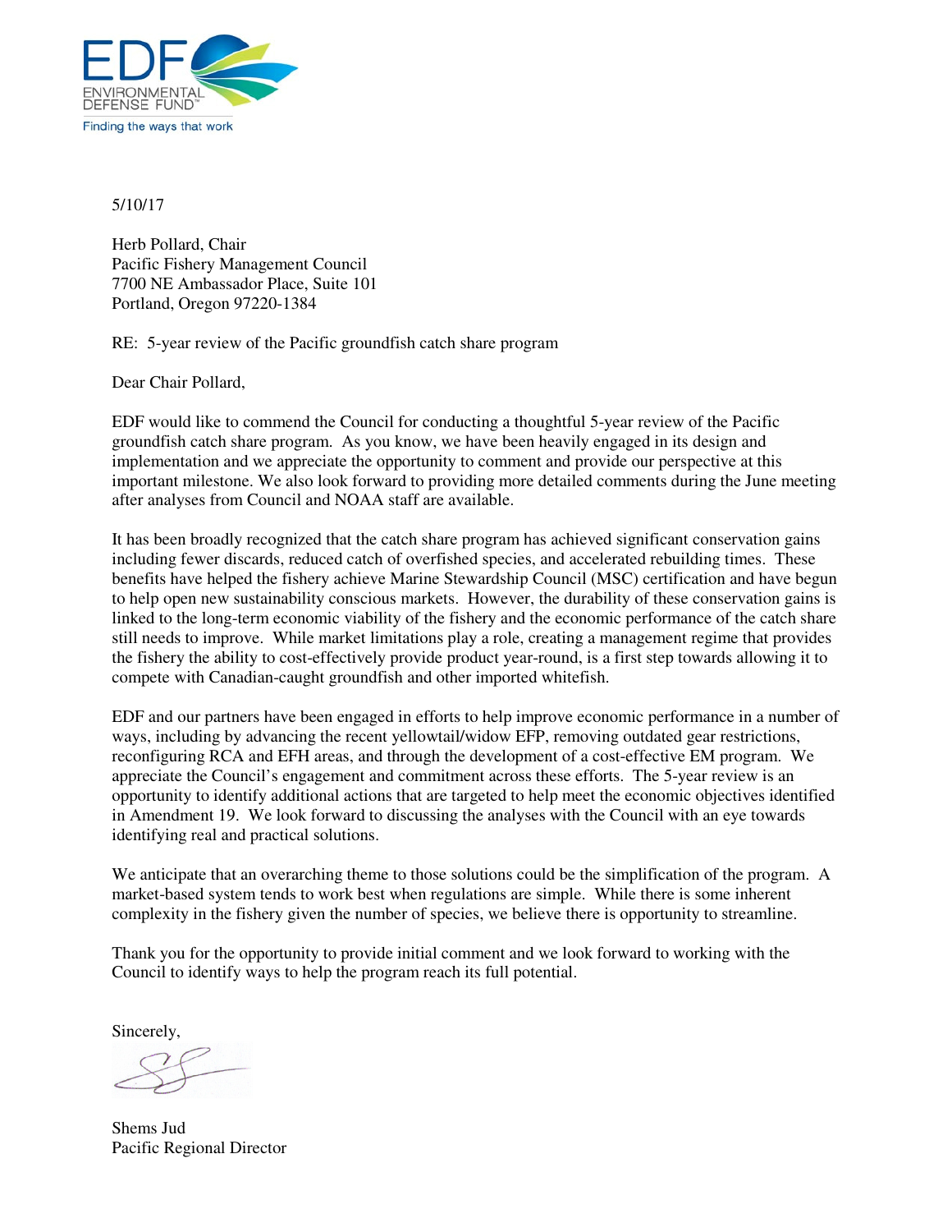EDF
ENVIRONMENTAL DEFENSE FUND™
Finding the ways that work

5/10/17

Herb Pollard, Chair
Pacific Fishery Management Council
7700 NE Ambassador Place, Suite 101
Portland, Oregon 97220-1384

RE: 5-year review of the Pacific groundfish catch share program

Dear Chair Pollard,

EDF would like to commend the Council for conducting a thoughtful 5-year review of the Pacific groundfish catch share program. As you know, we have been heavily engaged in its design and implementation and we appreciate the opportunity to comment and provide our perspective at this important milestone. We also look forward to providing more detailed comments during the June meeting after analyses from Council and NOAA staff are available.

It has been broadly recognized that the catch share program has achieved significant conservation gains including fewer discards, reduced catch of overfished species, and accelerated rebuilding times. These benefits have helped the fishery achieve Marine Stewardship Council (MSC) certification and have begun to help open new sustainability conscious markets. However, the durability of these conservation gains is linked to the long-term economic viability of the fishery and the economic performance of the catch share still needs to improve. While market limitations play a role, creating a management regime that provides the fishery the ability to cost-effectively provide product year-round, is a first step towards allowing it to compete with Canadian-caught groundfish and other imported whitefish.

EDF and our partners have been engaged in efforts to help improve economic performance in a number of ways, including by advancing the recent yellowtail/widow EFP, removing outdated gear restrictions, reconfiguring RCA and EFH areas, and through the development of a cost-effective EM program. We appreciate the Council's engagement and commitment across these efforts. The 5-year review is an opportunity to identify additional actions that are targeted to help meet the economic objectives identified in Amendment 19. We look forward to discussing the analyses with the Council with an eye towards identifying real and practical solutions.

We anticipate that an overarching theme to those solutions could be the simplification of the program. A market-based system tends to work best when regulations are simple. While there is some inherent complexity in the fishery given the number of species, we believe there is opportunity to streamline.

Thank you for the opportunity to provide initial comment and we look forward to working with the Council to identify ways to help the program reach its full potential.

Sincerely,

Shems Jud
Pacific Regional Director